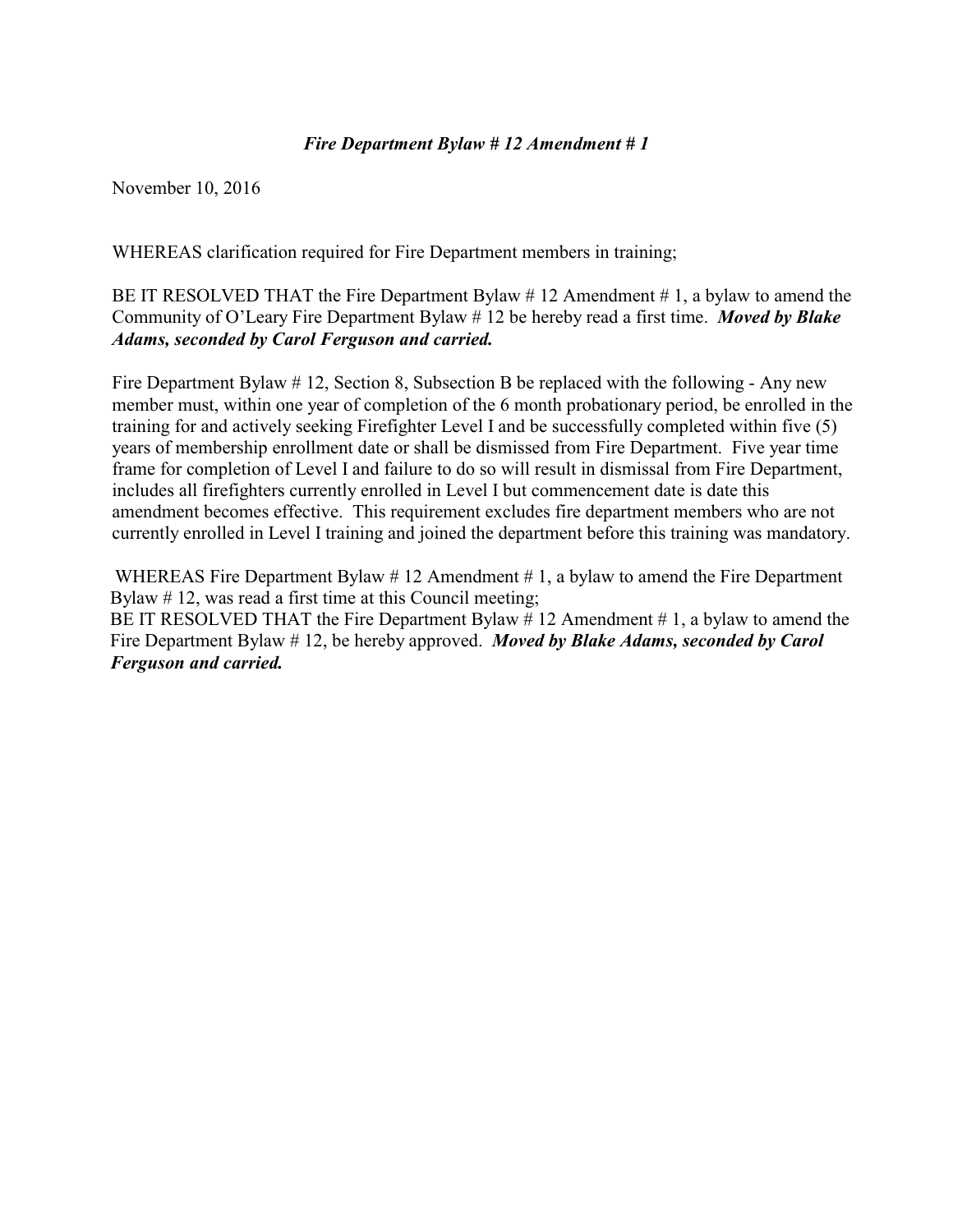## *Fire Department Bylaw # 12 Amendment # 1*

November 10, 2016

WHEREAS clarification required for Fire Department members in training;

BE IT RESOLVED THAT the Fire Department Bylaw # 12 Amendment # 1, a bylaw to amend the Community of O'Leary Fire Department Bylaw # 12 be hereby read a first time. ***Moved by Blake Adams, seconded by Carol Ferguson and carried.***

Fire Department Bylaw # 12, Section 8, Subsection B be replaced with the following - Any new member must, within one year of completion of the 6 month probationary period, be enrolled in the training for and actively seeking Firefighter Level I and be successfully completed within five (5) years of membership enrollment date or shall be dismissed from Fire Department. Five year time frame for completion of Level I and failure to do so will result in dismissal from Fire Department, includes all firefighters currently enrolled in Level I but commencement date is date this amendment becomes effective. This requirement excludes fire department members who are not currently enrolled in Level I training and joined the department before this training was mandatory.

WHEREAS Fire Department Bylaw # 12 Amendment # 1, a bylaw to amend the Fire Department Bylaw # 12, was read a first time at this Council meeting;
BE IT RESOLVED THAT the Fire Department Bylaw # 12 Amendment # 1, a bylaw to amend the Fire Department Bylaw # 12, be hereby approved. ***Moved by Blake Adams, seconded by Carol Ferguson and carried.***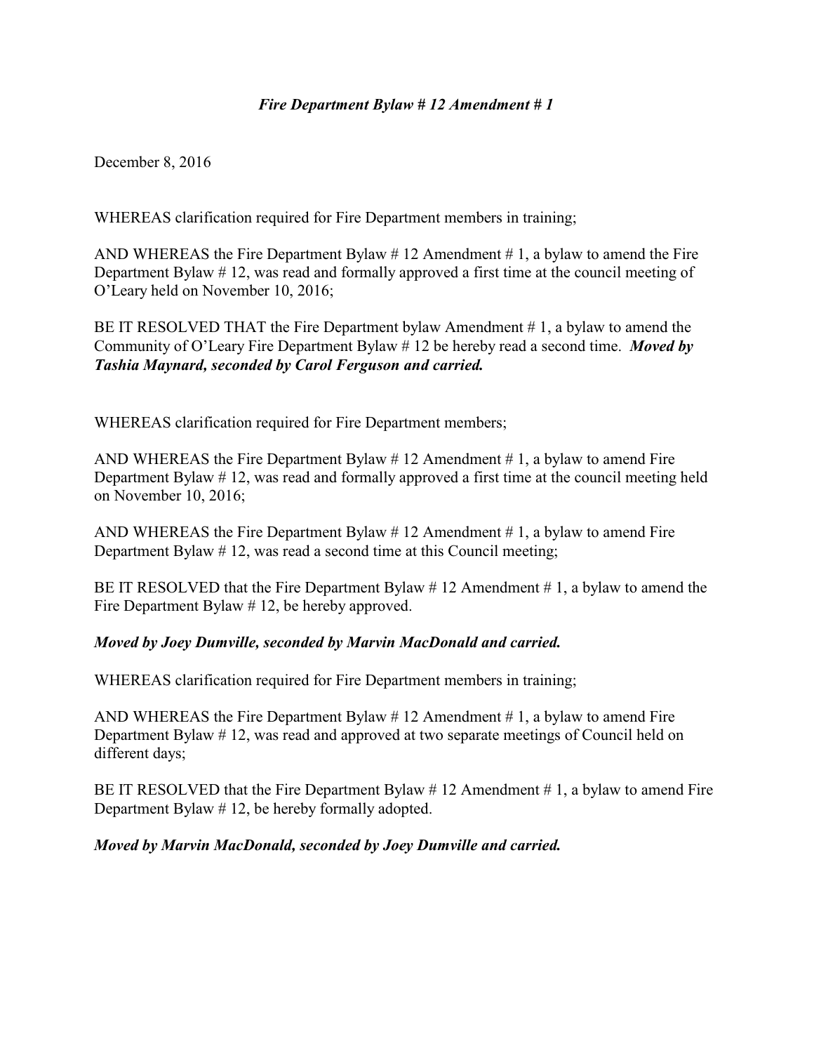### *Fire Department Bylaw # 12 Amendment # 1*

December 8, 2016

WHEREAS clarification required for Fire Department members in training;

AND WHEREAS the Fire Department Bylaw # 12 Amendment # 1, a bylaw to amend the Fire Department Bylaw # 12, was read and formally approved a first time at the council meeting of O'Leary held on November 10, 2016;

BE IT RESOLVED THAT the Fire Department bylaw Amendment # 1, a bylaw to amend the Community of O'Leary Fire Department Bylaw # 12 be hereby read a second time. ***Moved by Tashia Maynard, seconded by Carol Ferguson and carried.***

WHEREAS clarification required for Fire Department members;

AND WHEREAS the Fire Department Bylaw # 12 Amendment # 1, a bylaw to amend Fire Department Bylaw # 12, was read and formally approved a first time at the council meeting held on November 10, 2016;

AND WHEREAS the Fire Department Bylaw # 12 Amendment # 1, a bylaw to amend Fire Department Bylaw # 12, was read a second time at this Council meeting;

BE IT RESOLVED that the Fire Department Bylaw # 12 Amendment # 1, a bylaw to amend the Fire Department Bylaw # 12, be hereby approved.

***Moved by Joey Dumville, seconded by Marvin MacDonald and carried.***

WHEREAS clarification required for Fire Department members in training;

AND WHEREAS the Fire Department Bylaw # 12 Amendment # 1, a bylaw to amend Fire Department Bylaw # 12, was read and approved at two separate meetings of Council held on different days;

BE IT RESOLVED that the Fire Department Bylaw # 12 Amendment # 1, a bylaw to amend Fire Department Bylaw # 12, be hereby formally adopted.

***Moved by Marvin MacDonald, seconded by Joey Dumville and carried.***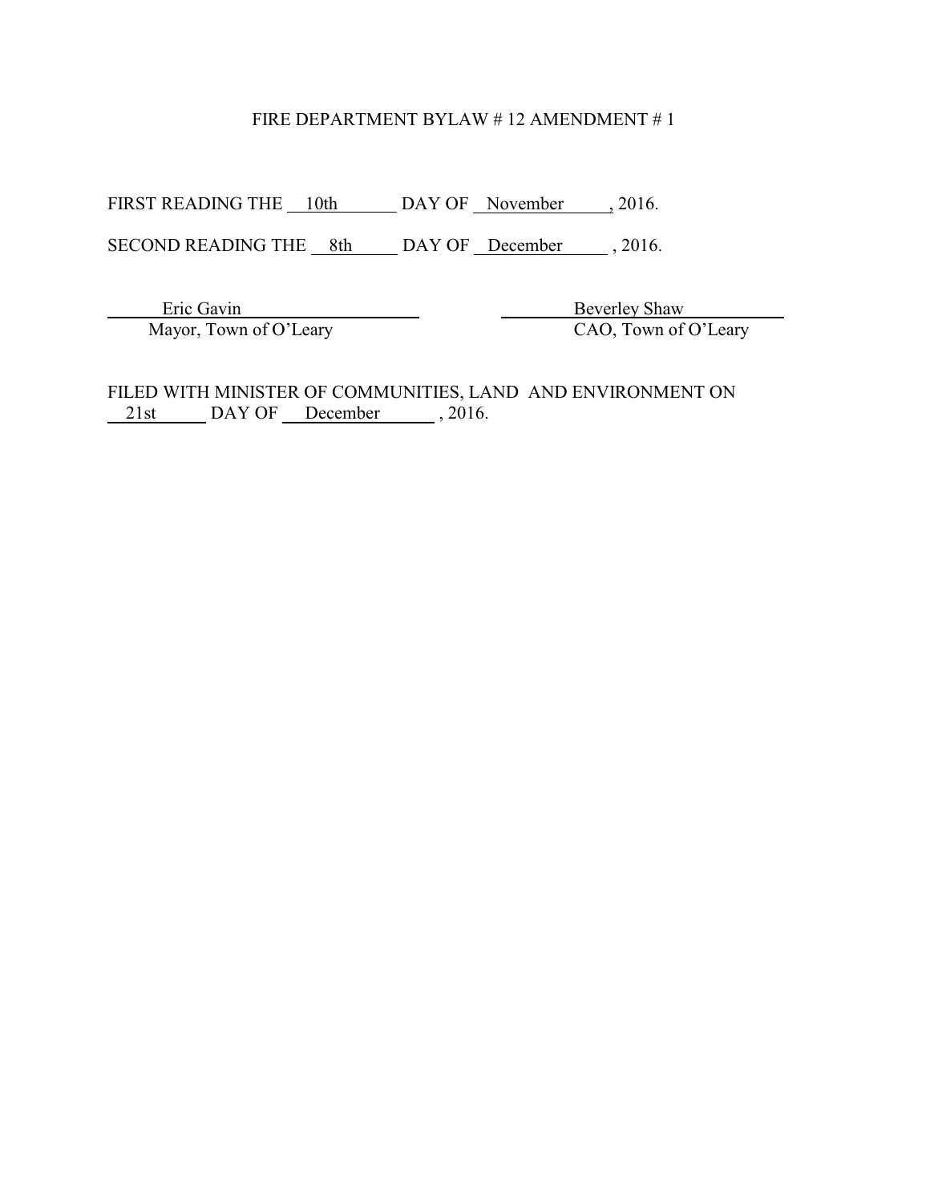FIRE DEPARTMENT BYLAW # 12 AMENDMENT # 1

FIRST READING THE 10th DAY OF November, 2016.

SECOND READING THE 8th DAY OF December , 2016.

| | |
|---|---|
| Eric Gavin | Beverley Shaw |
| Mayor, Town of O'Leary | CAO, Town of O'Leary |

FILED WITH MINISTER OF COMMUNITIES, LAND AND ENVIRONMENT ON 21st DAY OF December , 2016.